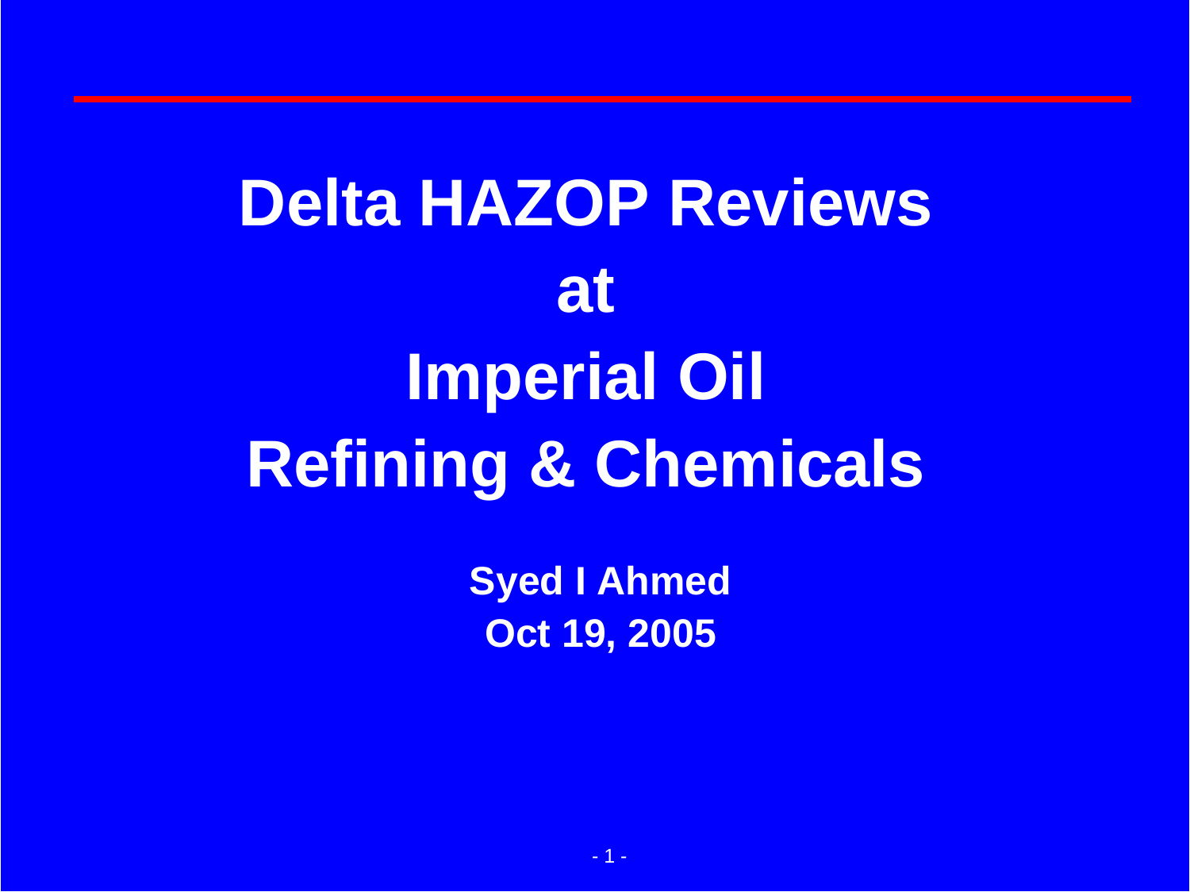# Delta HAZOP Reviews at Imperial Oil Refining & Chemicals

**Syed I Ahmed**

**Oct 19, 2005**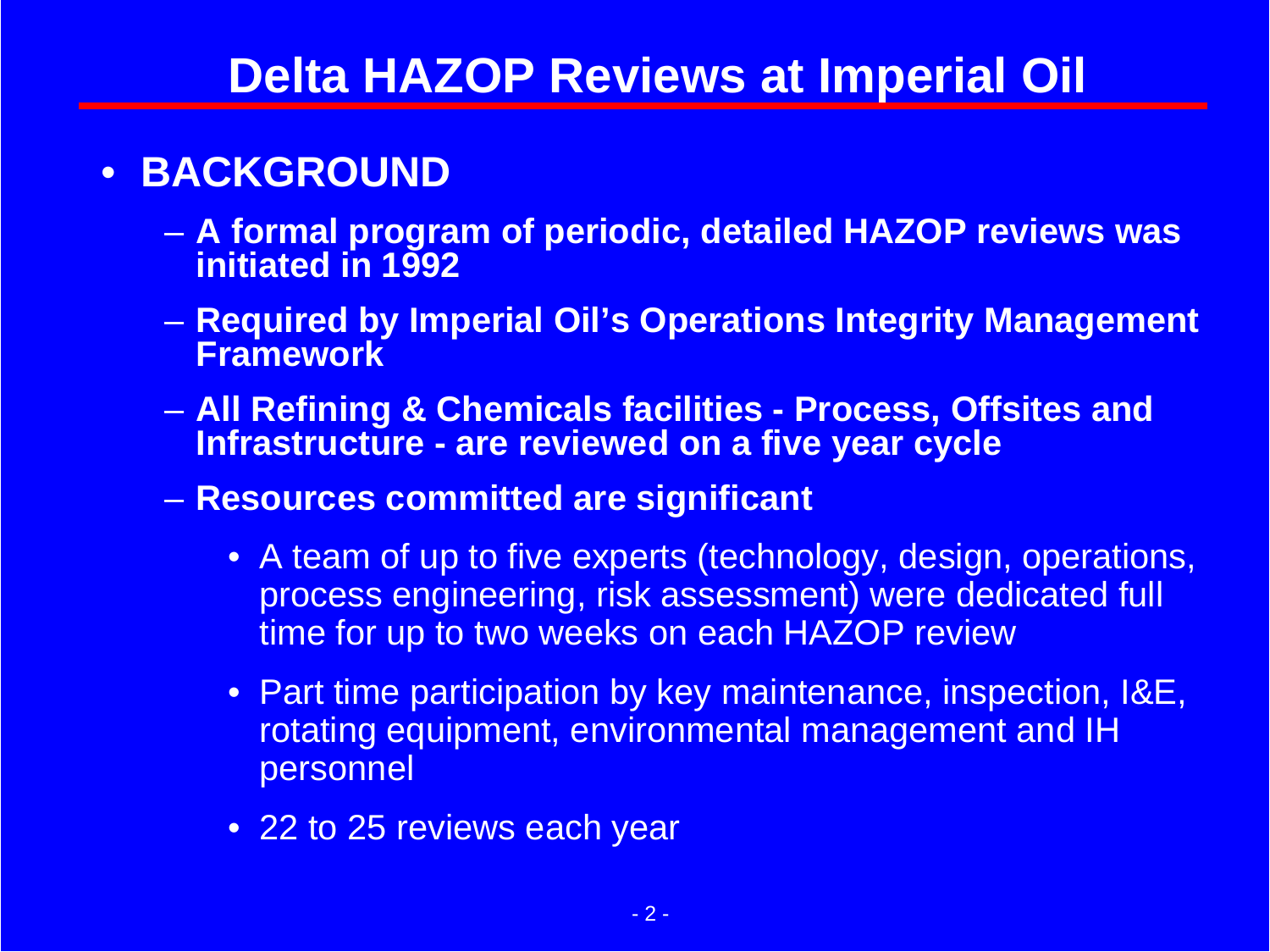# Delta HAZOP Reviews at Imperial Oil

- **BACKGROUND**
  - **A formal program of periodic, detailed HAZOP reviews was initiated in 1992**
  - **Required by Imperial Oil's Operations Integrity Management Framework**
  - **All Refining & Chemicals facilities - Process, Offsites and Infrastructure - are reviewed on a five year cycle**
  - **Resources committed are significant**
    - A team of up to five experts (technology, design, operations, process engineering, risk assessment) were dedicated full time for up to two weeks on each HAZOP review
    - Part time participation by key maintenance, inspection, I&E, rotating equipment, environmental management and IH personnel
    - 22 to 25 reviews each year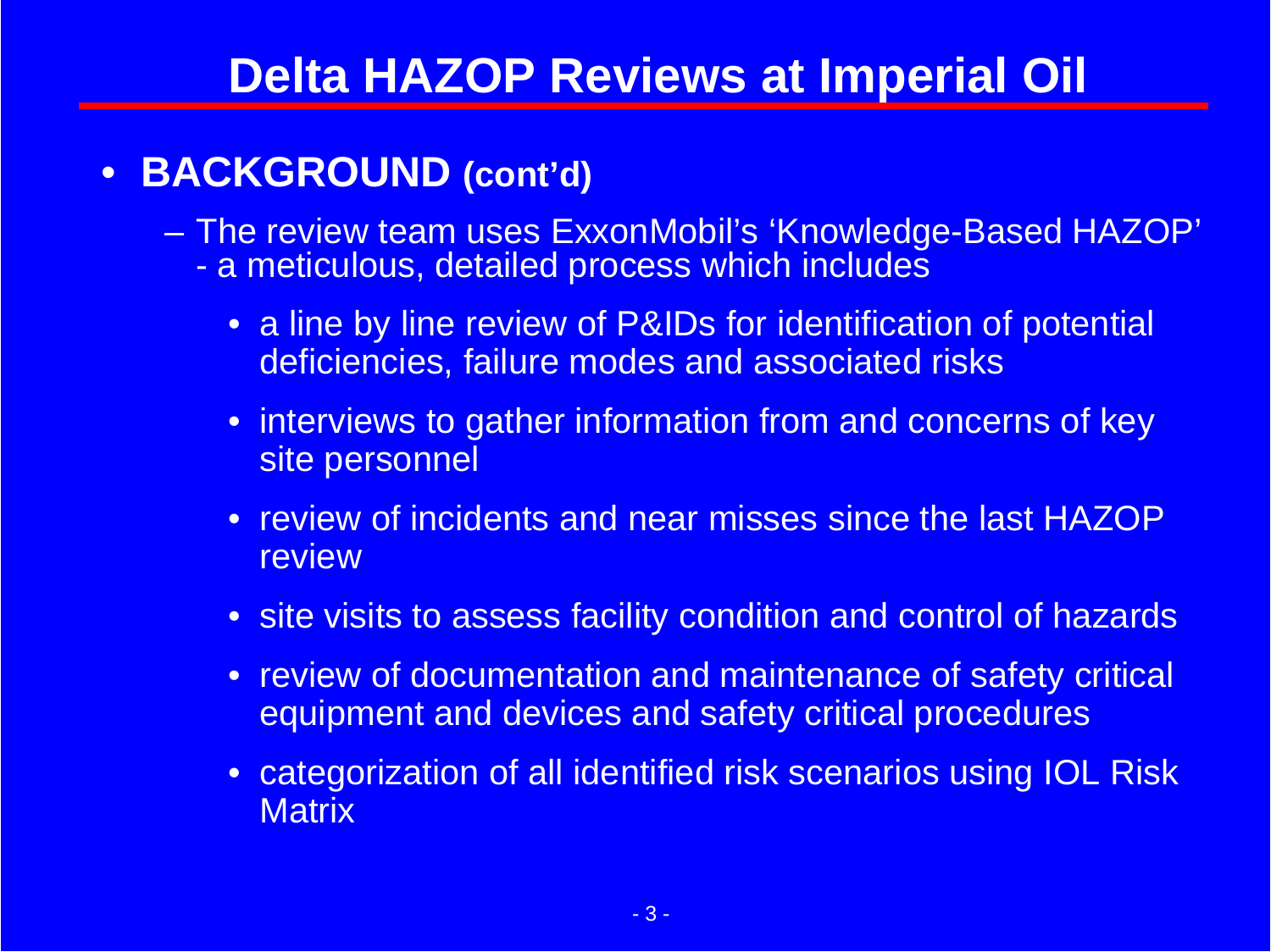# Delta HAZOP Reviews at Imperial Oil

- **BACKGROUND (cont'd)**
  - The review team uses ExxonMobil's 'Knowledge-Based HAZOP' - a meticulous, detailed process which includes
    - a line by line review of P&IDs for identification of potential deficiencies, failure modes and associated risks
    - interviews to gather information from and concerns of key site personnel
    - review of incidents and near misses since the last HAZOP review
    - site visits to assess facility condition and control of hazards
    - review of documentation and maintenance of safety critical equipment and devices and safety critical procedures
    - categorization of all identified risk scenarios using IOL Risk Matrix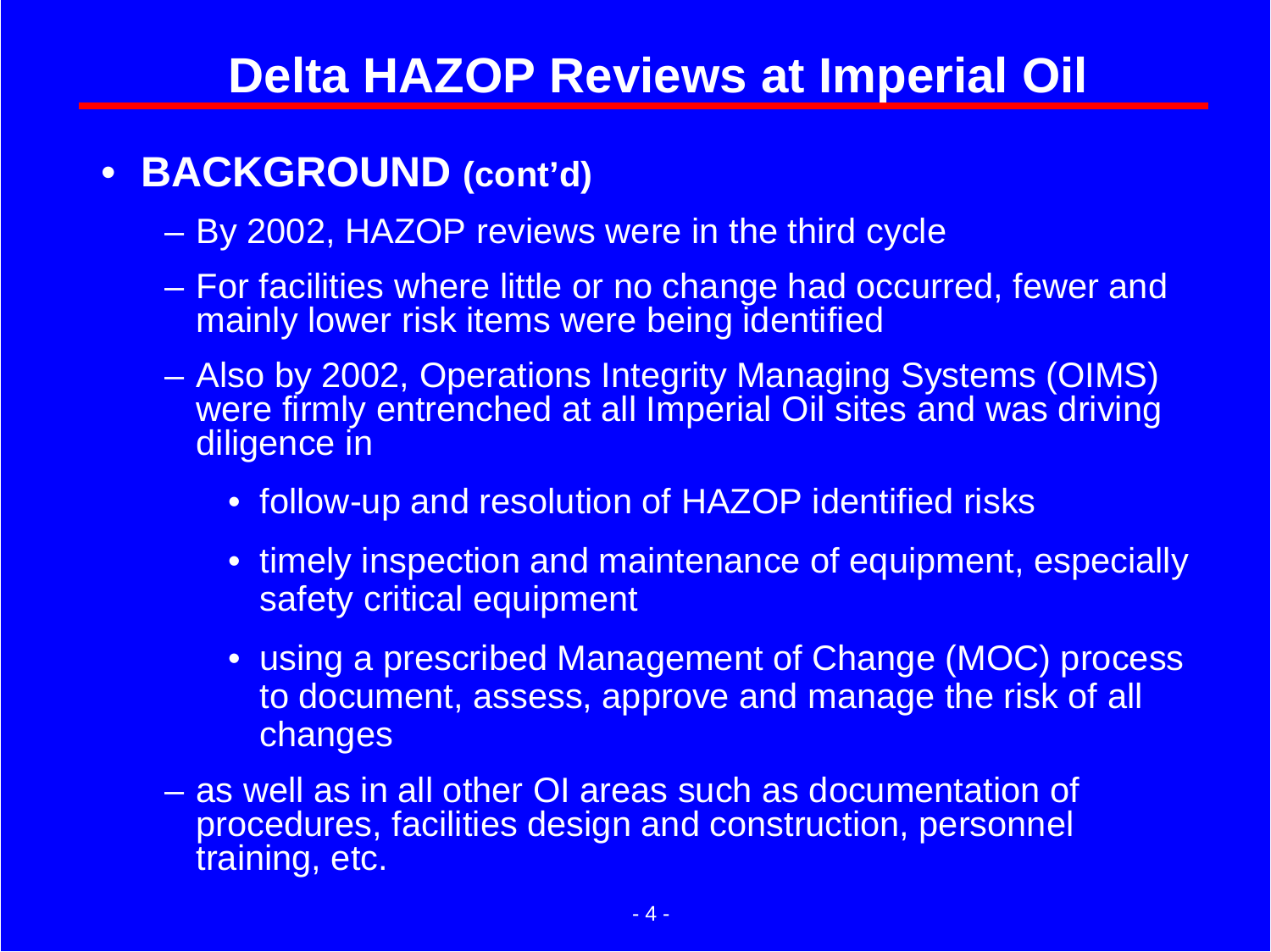# Delta HAZOP Reviews at Imperial Oil

- **BACKGROUND (cont'd)**
  - By 2002, HAZOP reviews were in the third cycle
  - For facilities where little or no change had occurred, fewer and mainly lower risk items were being identified
  - Also by 2002, Operations Integrity Managing Systems (OIMS) were firmly entrenched at all Imperial Oil sites and was driving diligence in
    - follow-up and resolution of HAZOP identified risks
    - timely inspection and maintenance of equipment, especially safety critical equipment
    - using a prescribed Management of Change (MOC) process to document, assess, approve and manage the risk of all changes
  - as well as in all other OI areas such as documentation of procedures, facilities design and construction, personnel training, etc.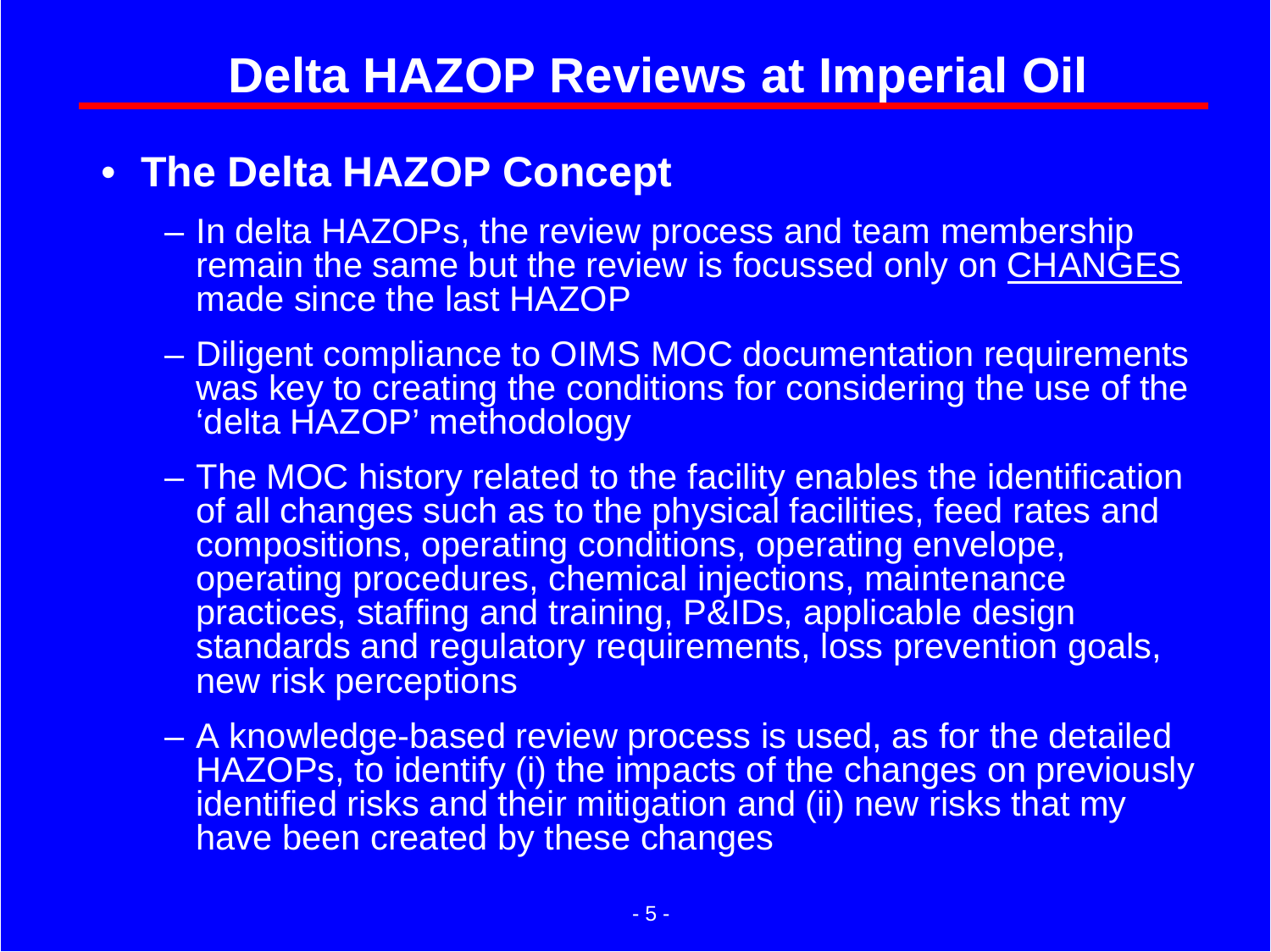# Delta HAZOP Reviews at Imperial Oil

- **The Delta HAZOP Concept**
  - In delta HAZOPs, the review process and team membership remain the same but the review is focussed only on <u>CHANGES</u> made since the last HAZOP
  - Diligent compliance to OIMS MOC documentation requirements was key to creating the conditions for considering the use of the 'delta HAZOP' methodology
  - The MOC history related to the facility enables the identification of all changes such as to the physical facilities, feed rates and compositions, operating conditions, operating envelope, operating procedures, chemical injections, maintenance practices, staffing and training, P&IDs, applicable design standards and regulatory requirements, loss prevention goals, new risk perceptions
  - A knowledge-based review process is used, as for the detailed HAZOPs, to identify (i) the impacts of the changes on previously identified risks and their mitigation and (ii) new risks that my have been created by these changes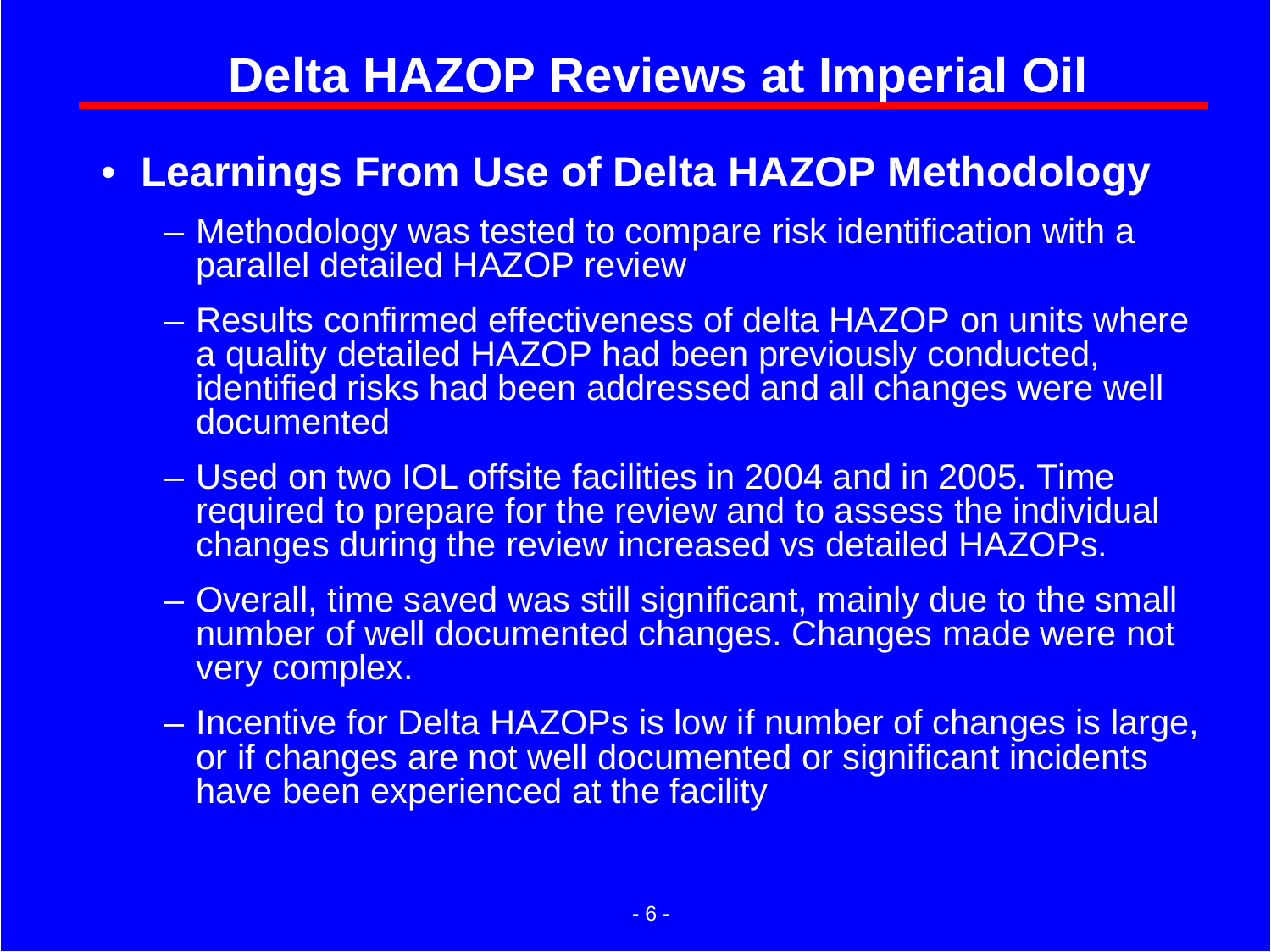# Delta HAZOP Reviews at Imperial Oil

- **Learnings From Use of Delta HAZOP Methodology**
  - Methodology was tested to compare risk identification with a parallel detailed HAZOP review
  - Results confirmed effectiveness of delta HAZOP on units where a quality detailed HAZOP had been previously conducted, identified risks had been addressed and all changes were well documented
  - Used on two IOL offsite facilities in 2004 and in 2005. Time required to prepare for the review and to assess the individual changes during the review increased vs detailed HAZOPs.
  - Overall, time saved was still significant, mainly due to the small number of well documented changes. Changes made were not very complex.
  - Incentive for Delta HAZOPs is low if number of changes is large, or if changes are not well documented or significant incidents have been experienced at the facility